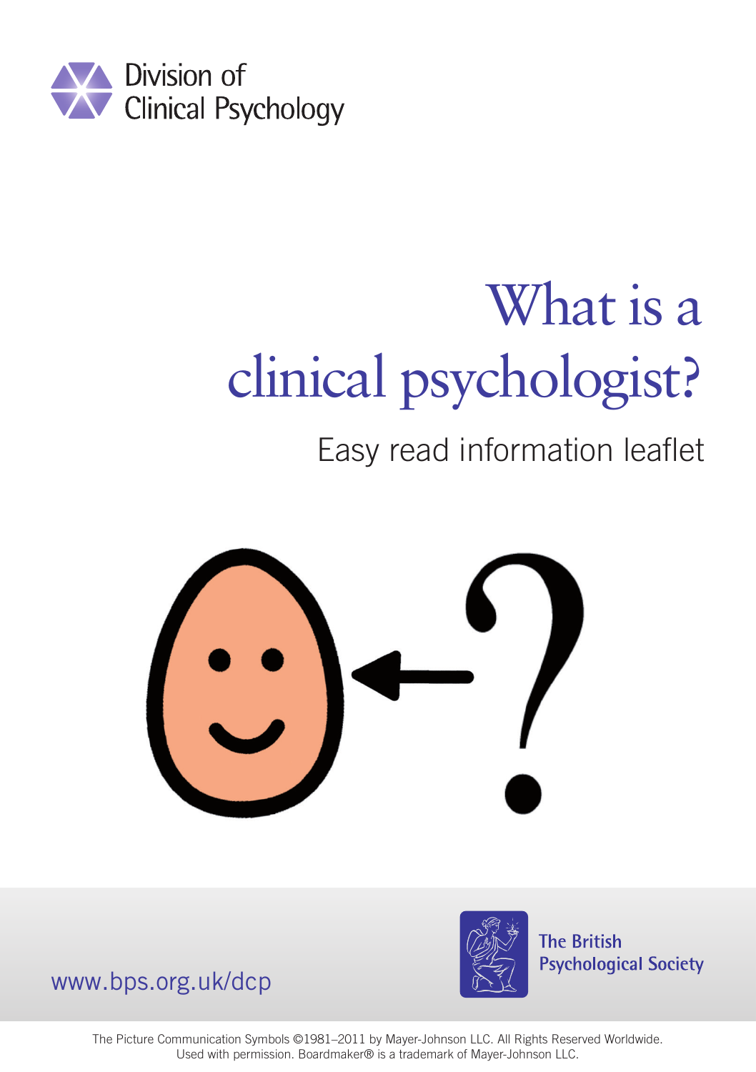Division of Clinical Psychology

# What is a clinical psychologist?

Easy read information leaflet

www.bps.org.uk/dcp

The British Psychological Society

The Picture Communication Symbols ©1981–2011 by Mayer-Johnson LLC. All Rights Reserved Worldwide. Used with permission. Boardmaker® is a trademark of Mayer-Johnson LLC.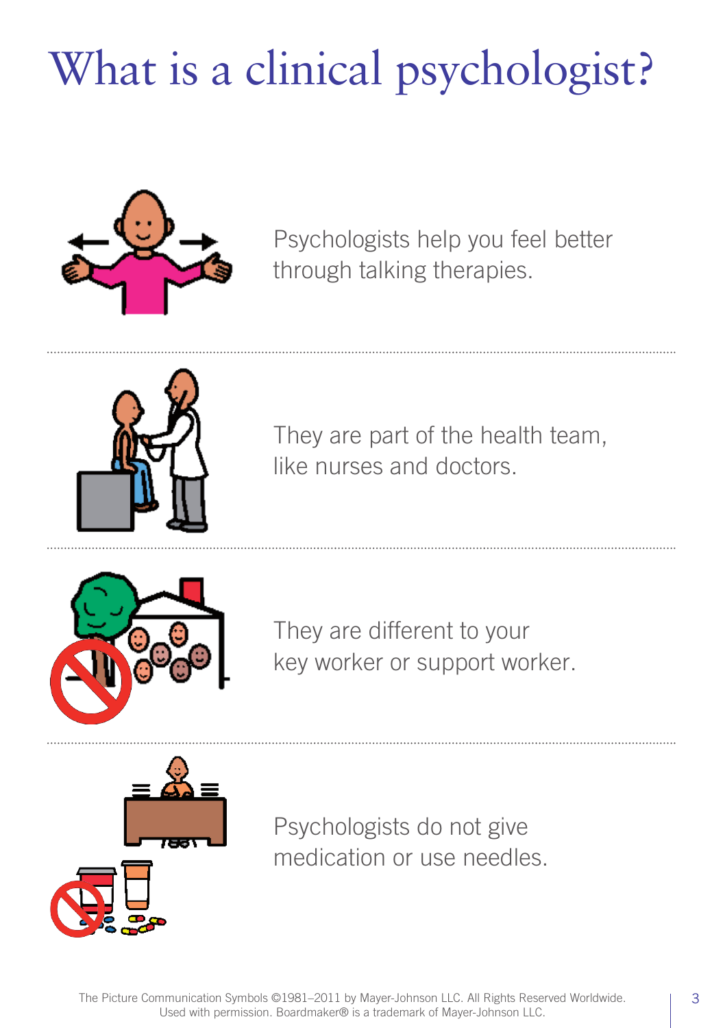# What is a clinical psychologist?

Psychologists help you feel better through talking therapies.

They are part of the health team, like nurses and doctors.

They are different to your key worker or support worker.

Psychologists do not give medication or use needles.

The Picture Communication Symbols ©1981–2011 by Mayer-Johnson LLC. All Rights Reserved Worldwide. Used with permission. Boardmaker® is a trademark of Mayer-Johnson LLC.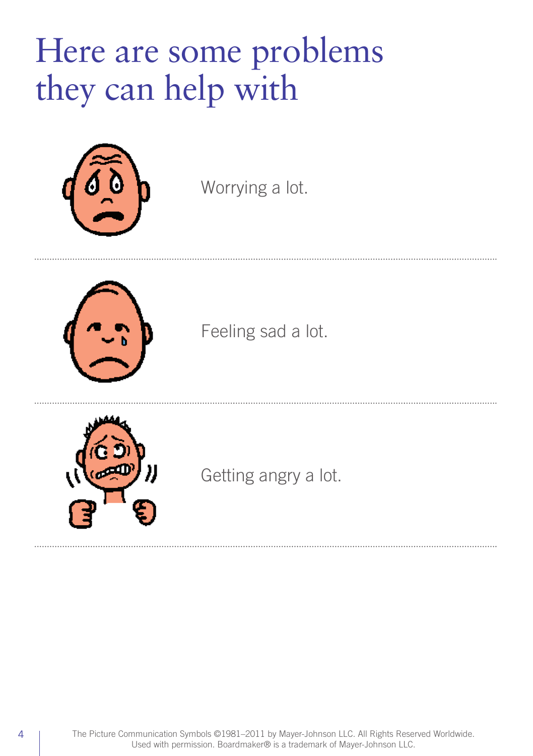# Here are some problems they can help with

Worrying a lot.

Feeling sad a lot.

Getting angry a lot.

The Picture Communication Symbols ©1981–2011 by Mayer-Johnson LLC. All Rights Reserved Worldwide. Used with permission. Boardmaker® is a trademark of Mayer-Johnson LLC.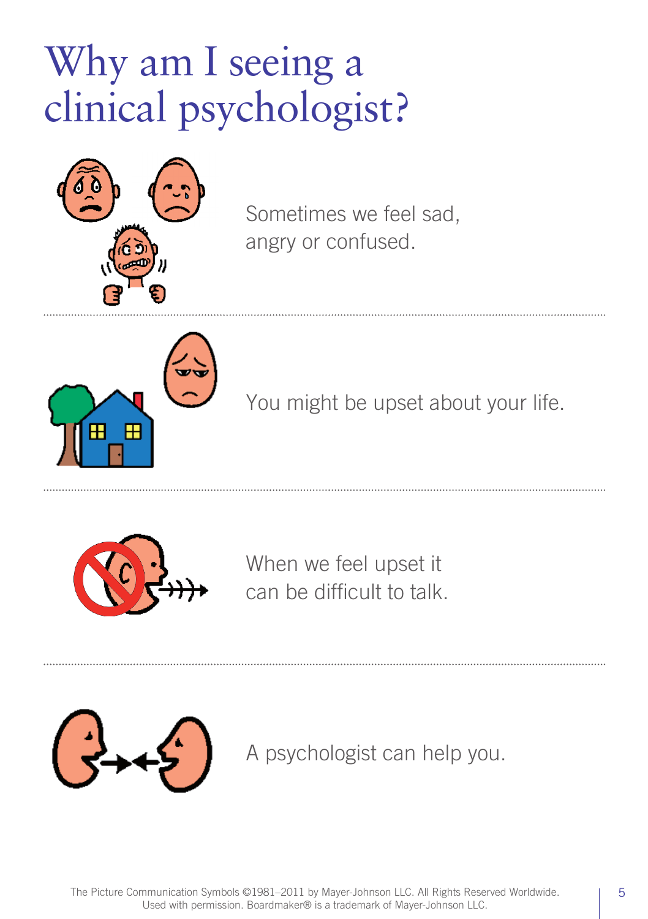# Why am I seeing a clinical psychologist?

Sometimes we feel sad, angry or confused.

You might be upset about your life.

When we feel upset it can be difficult to talk.

A psychologist can help you.

The Picture Communication Symbols ©1981–2011 by Mayer-Johnson LLC. All Rights Reserved Worldwide. Used with permission. Boardmaker® is a trademark of Mayer-Johnson LLC.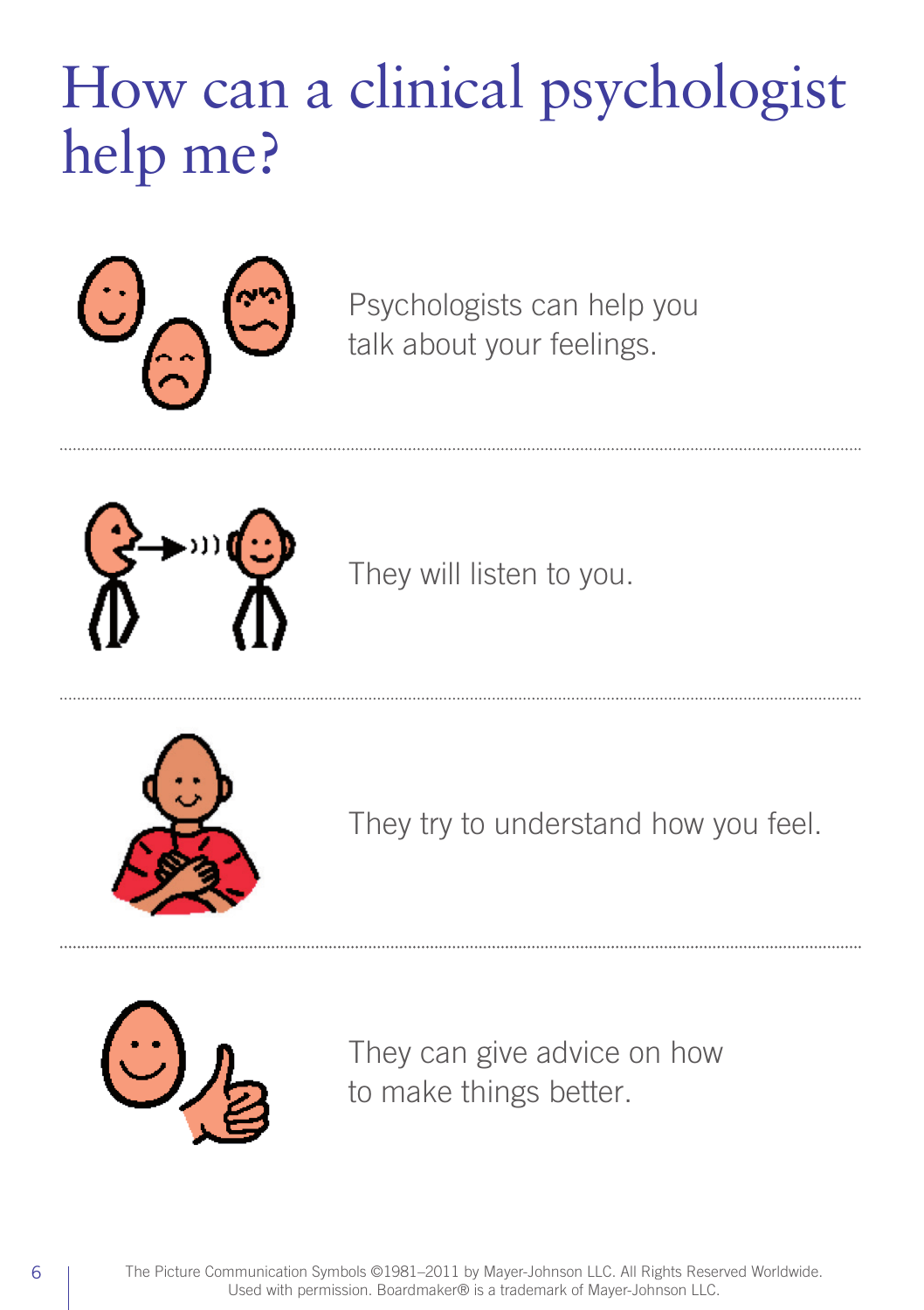# How can a clinical psychologist help me?

Psychologists can help you talk about your feelings.

They will listen to you.

They try to understand how you feel.

They can give advice on how to make things better.

The Picture Communication Symbols ©1981–2011 by Mayer-Johnson LLC. All Rights Reserved Worldwide. Used with permission. Boardmaker® is a trademark of Mayer-Johnson LLC.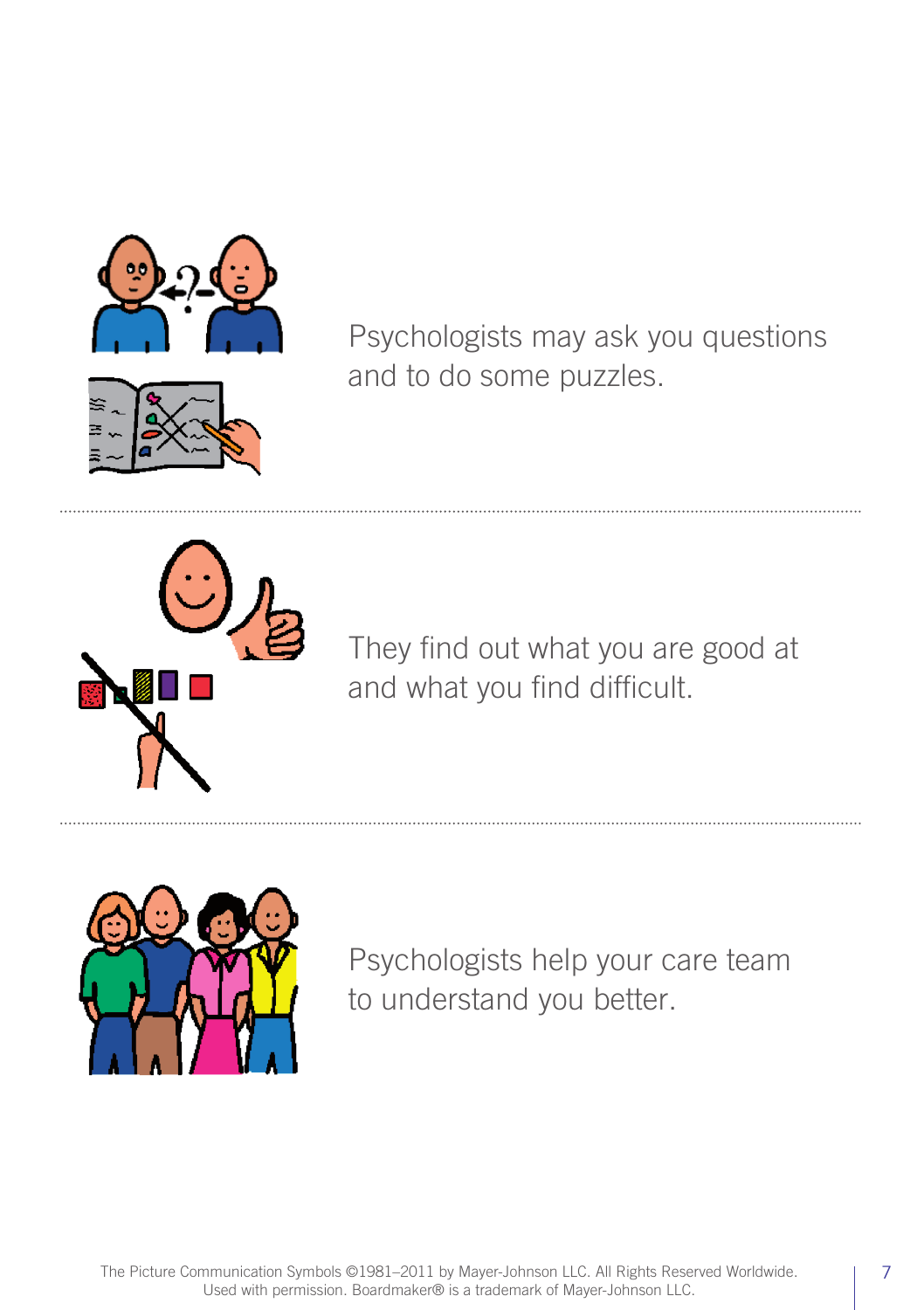Psychologists may ask you questions and to do some puzzles.

---

They find out what you are good at and what you find difficult.

---

Psychologists help your care team to understand you better.

The Picture Communication Symbols ©1981–2011 by Mayer-Johnson LLC. All Rights Reserved Worldwide. Used with permission. Boardmaker® is a trademark of Mayer-Johnson LLC.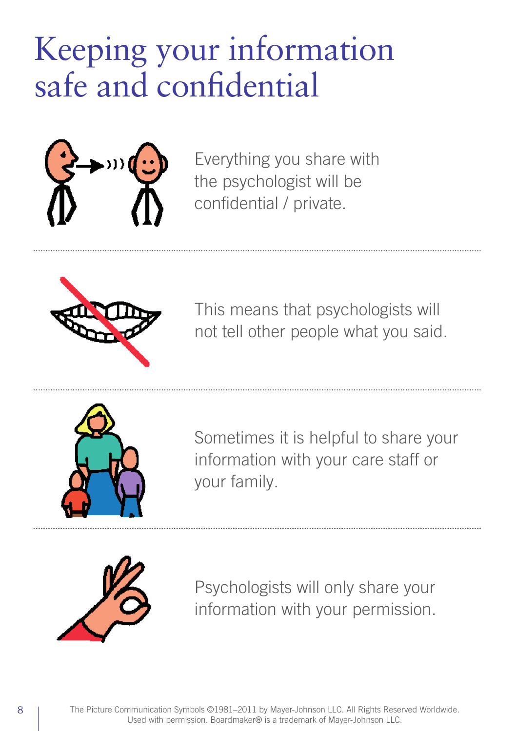# Keeping your information safe and confidential

Everything you share with the psychologist will be confidential / private.

This means that psychologists will not tell other people what you said.

Sometimes it is helpful to share your information with your care staff or your family.

Psychologists will only share your information with your permission.

The Picture Communication Symbols ©1981–2011 by Mayer-Johnson LLC. All Rights Reserved Worldwide. Used with permission. Boardmaker® is a trademark of Mayer-Johnson LLC.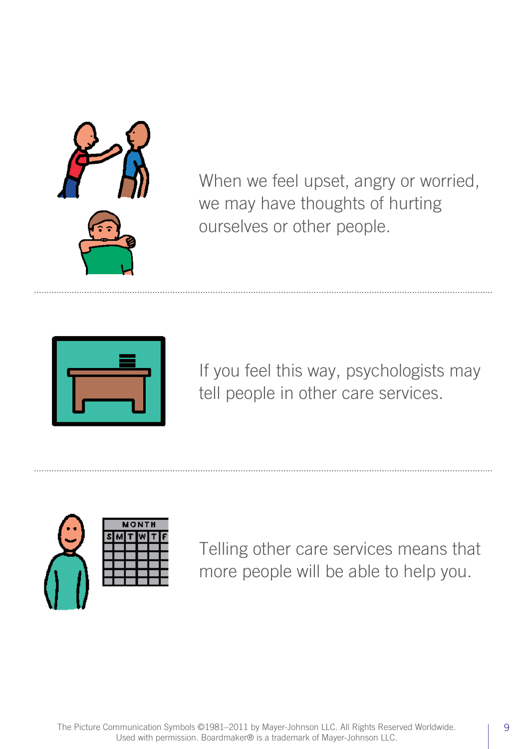When we feel upset, angry or worried, we may have thoughts of hurting ourselves or other people.

---

If you feel this way, psychologists may tell people in other care services.

---

Telling other care services means that more people will be able to help you.

The Picture Communication Symbols ©1981–2011 by Mayer-Johnson LLC. All Rights Reserved Worldwide. Used with permission. Boardmaker® is a trademark of Mayer-Johnson LLC.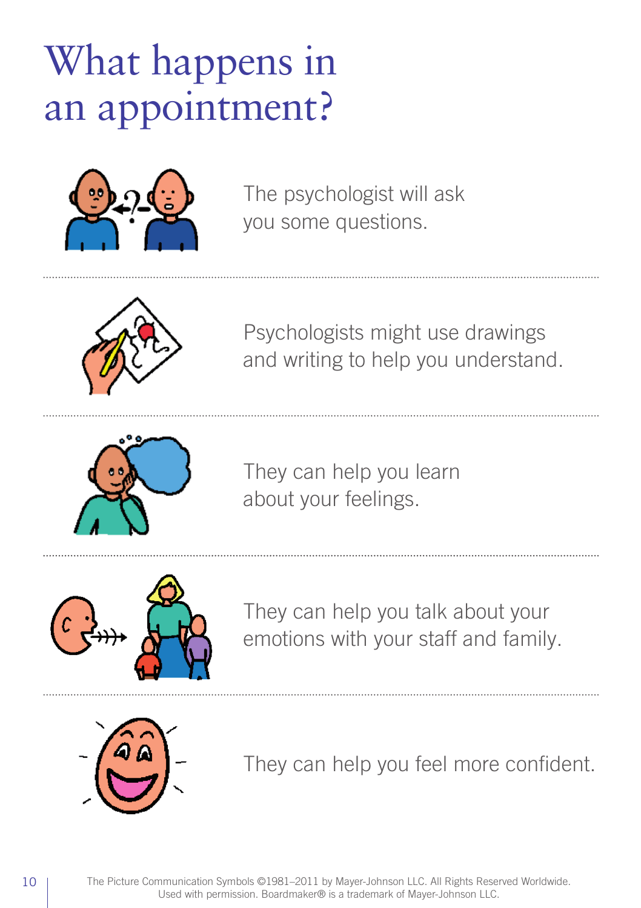# What happens in an appointment?

The psychologist will ask you some questions.

---

Psychologists might use drawings and writing to help you understand.

---

They can help you learn about your feelings.

---

They can help you talk about your emotions with your staff and family.

---

They can help you feel more confident.

The Picture Communication Symbols ©1981–2011 by Mayer-Johnson LLC. All Rights Reserved Worldwide. Used with permission. Boardmaker® is a trademark of Mayer-Johnson LLC.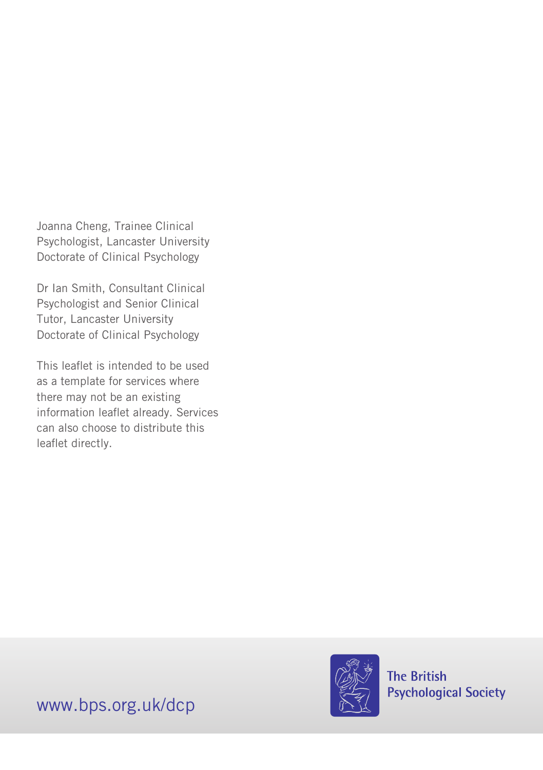Joanna Cheng, Trainee Clinical Psychologist, Lancaster University Doctorate of Clinical Psychology

Dr Ian Smith, Consultant Clinical Psychologist and Senior Clinical Tutor, Lancaster University Doctorate of Clinical Psychology

This leaflet is intended to be used as a template for services where there may not be an existing information leaflet already. Services can also choose to distribute this leaflet directly.

www.bps.org.uk/dcp

The British Psychological Society